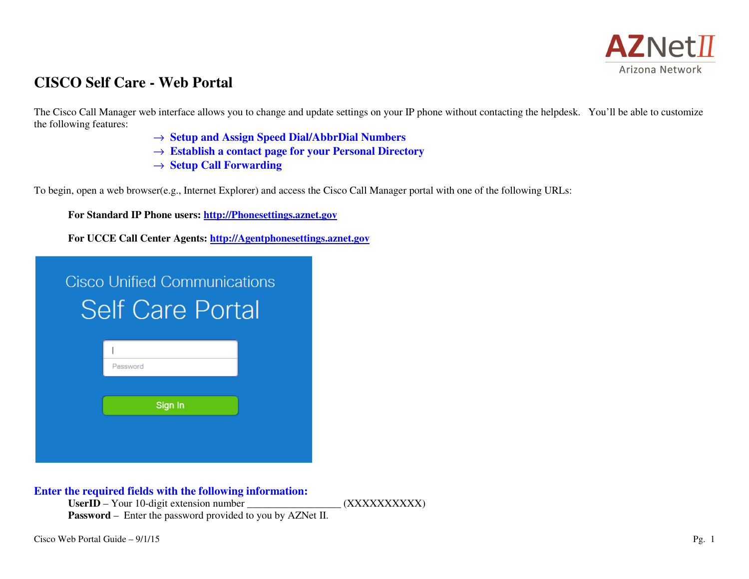AZNet II
Arizona Network

# CISCO Self Care - Web Portal

The Cisco Call Manager web interface allows you to change and update settings on your IP phone without contacting the helpdesk. You'll be able to customize the following features:

→ **Setup and Assign Speed Dial/AbbrDial Numbers**
→ **Establish a contact page for your Personal Directory**
→ **Setup Call Forwarding**

To begin, open a web browser(e.g., Internet Explorer) and access the Cisco Call Manager portal with one of the following URLs:

**For Standard IP Phone users: [http://Phonesettings.aznet.gov](http://Phonesettings.aznet.gov)**

**For UCCE Call Center Agents: [http://Agentphonesettings.aznet.gov](http://Agentphonesettings.aznet.gov)**

Cisco Unified Communications
Self Care Portal

Password

Sign In

**Enter the required fields with the following information:**

**UserID** – Your 10-digit extension number __________________ (XXXXXXXXXX)
**Password** – Enter the password provided to you by AZNet II.

Cisco Web Portal Guide – 9/1/15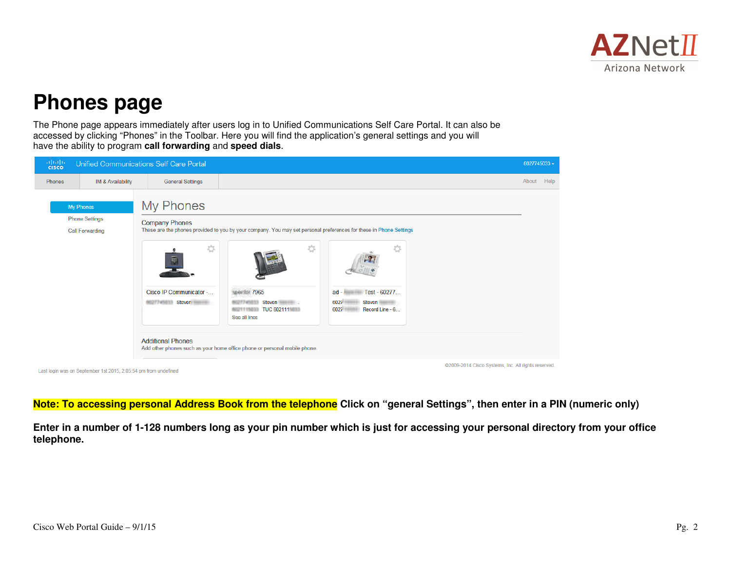# Phones page

The Phone page appears immediately after users log in to Unified Communications Self Care Portal. It can also be accessed by clicking "Phones" in the Toolbar. Here you will find the application's general settings and you will have the ability to program **call forwarding** and **speed dials**.

**Note: To accessing personal Address Book from the telephone Click on "general Settings", then enter in a PIN (numeric only)**

**Enter in a number of 1-128 numbers long as your pin number which is just for accessing your personal directory from your office telephone.**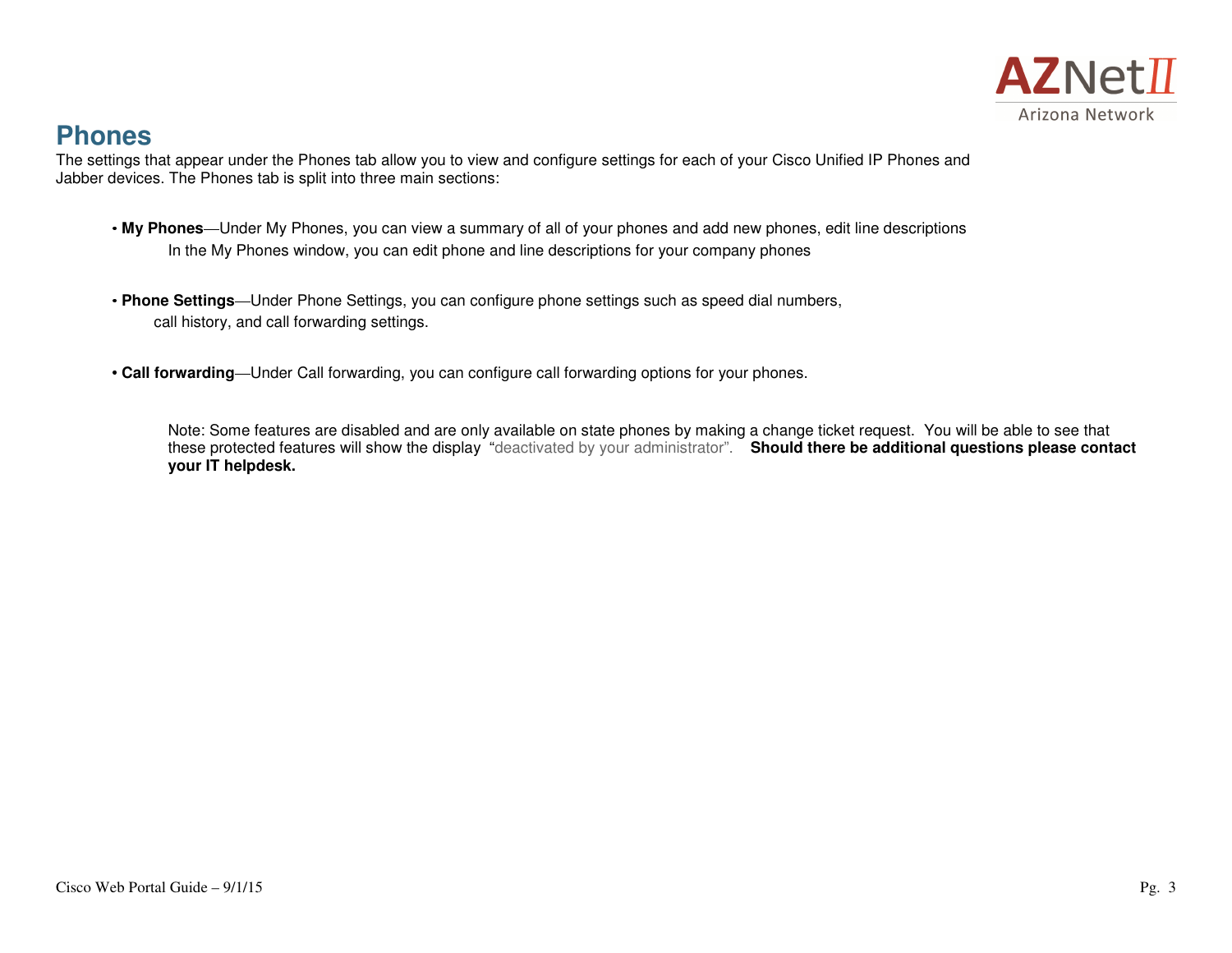# Phones

The settings that appear under the Phones tab allow you to view and configure settings for each of your Cisco Unified IP Phones and Jabber devices. The Phones tab is split into three main sections:

- **My Phones**—Under My Phones, you can view a summary of all of your phones and add new phones, edit line descriptions
  In the My Phones window, you can edit phone and line descriptions for your company phones

- **Phone Settings**—Under Phone Settings, you can configure phone settings such as speed dial numbers, call history, and call forwarding settings.

- **Call forwarding**—Under Call forwarding, you can configure call forwarding options for your phones.

Note: Some features are disabled and are only available on state phones by making a change ticket request. You will be able to see that these protected features will show the display "deactivated by your administrator". **Should there be additional questions please contact your IT helpdesk.**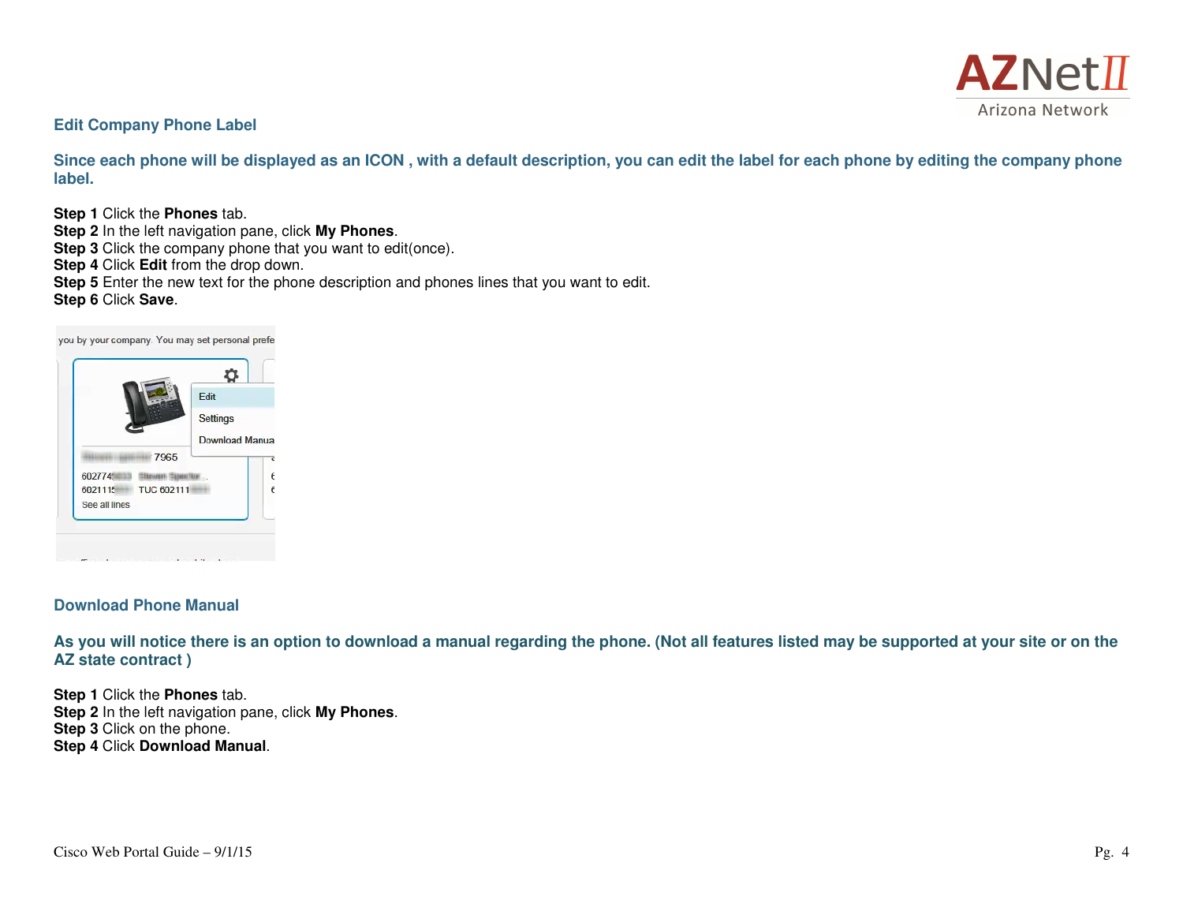## Edit Company Phone Label

**Since each phone will be displayed as an ICON , with a default description, you can edit the label for each phone by editing the company phone label.**

**Step 1** Click the **Phones** tab.
**Step 2** In the left navigation pane, click **My Phones**.
**Step 3** Click the company phone that you want to edit(once).
**Step 4** Click **Edit** from the drop down.
**Step 5** Enter the new text for the phone description and phones lines that you want to edit.
**Step 6** Click **Save**.

## Download Phone Manual

**As you will notice there is an option to download a manual regarding the phone. (Not all features listed may be supported at your site or on the AZ state contract )**

**Step 1** Click the **Phones** tab.
**Step 2** In the left navigation pane, click **My Phones**.
**Step 3** Click on the phone.
**Step 4** Click **Download Manual**.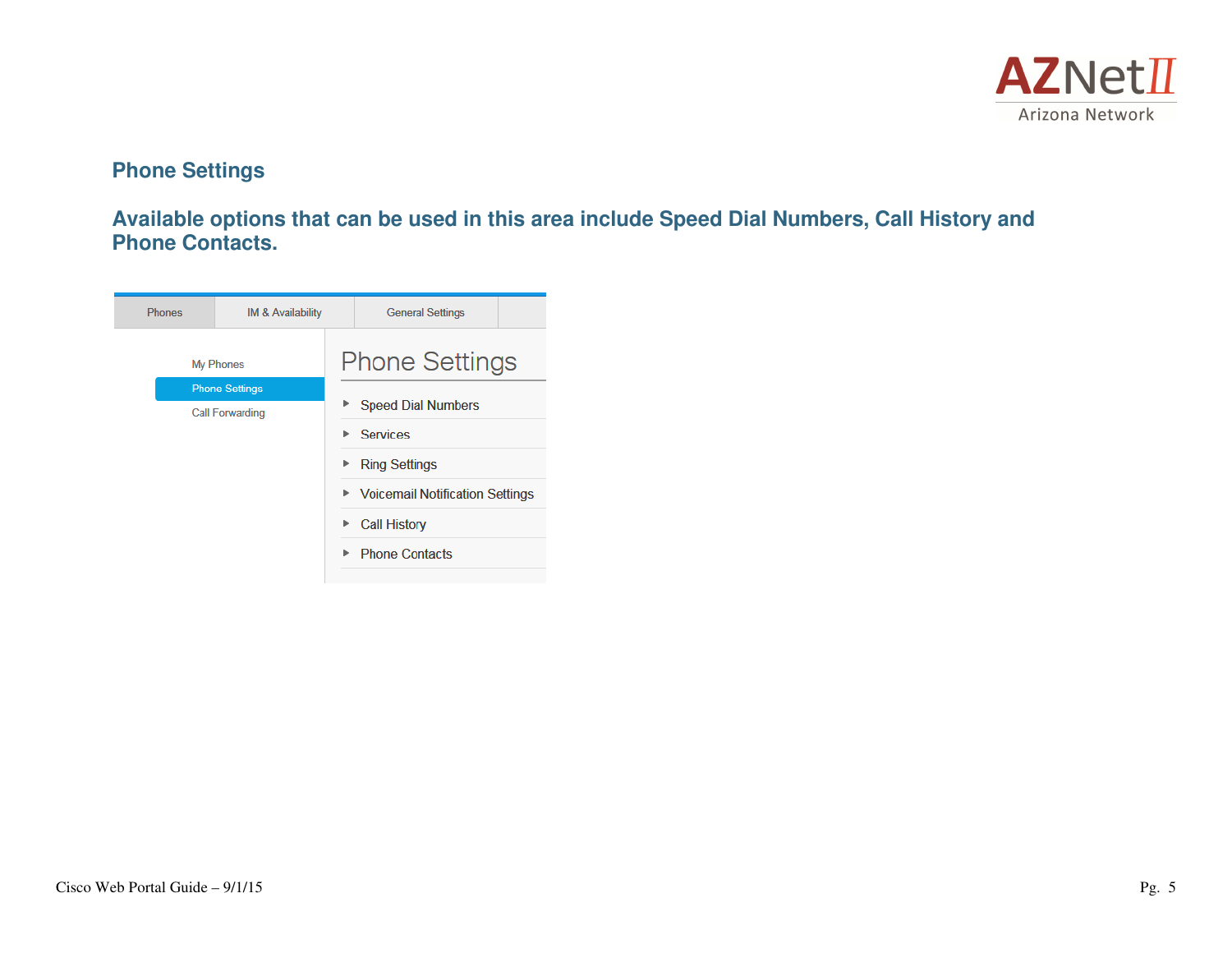## Phone Settings

**Available options that can be used in this area include Speed Dial Numbers, Call History and Phone Contacts.**

Phones | IM & Availability | General Settings

- My Phones
- Phone Settings
- Call Forwarding

### Phone Settings

- Speed Dial Numbers
- Services
- Ring Settings
- Voicemail Notification Settings
- Call History
- Phone Contacts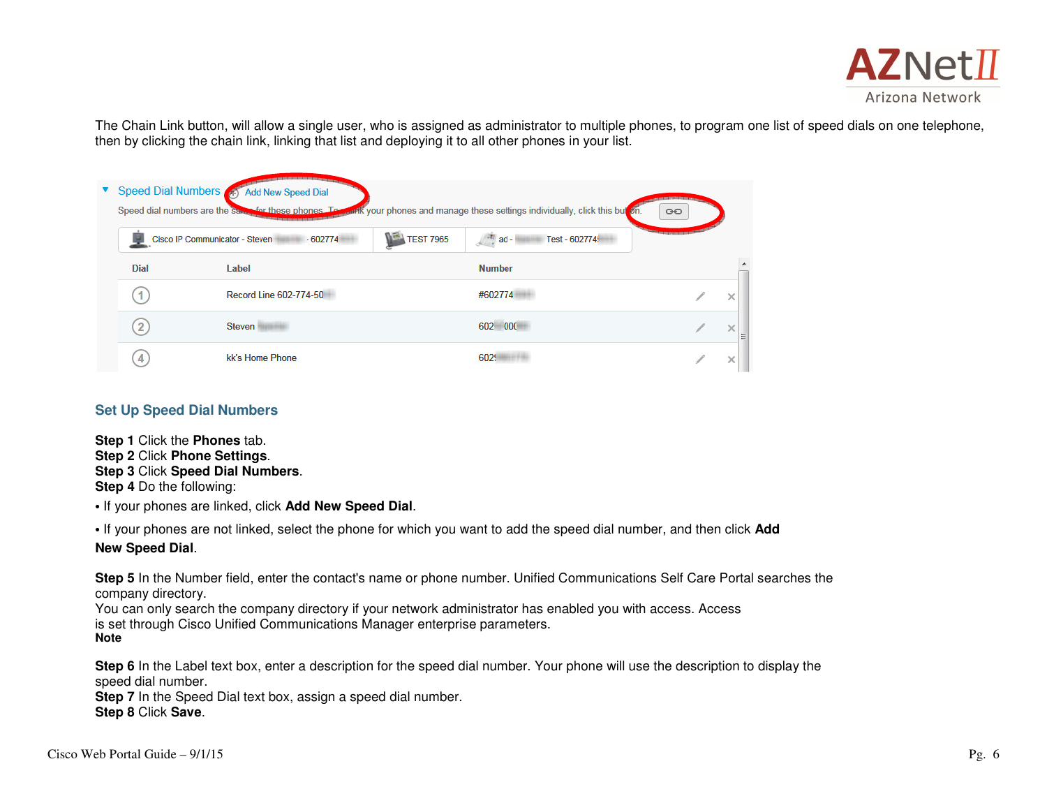The Chain Link button, will allow a single user, who is assigned as administrator to multiple phones, to program one list of speed dials on one telephone, then by clicking the chain link, linking that list and deploying it to all other phones in your list.

## Set Up Speed Dial Numbers

**Step 1** Click the **Phones** tab.
**Step 2** Click **Phone Settings**.
**Step 3** Click **Speed Dial Numbers**.
**Step 4** Do the following:

• If your phones are linked, click **Add New Speed Dial**.

• If your phones are not linked, select the phone for which you want to add the speed dial number, and then click **Add New Speed Dial**.

**Step 5** In the Number field, enter the contact's name or phone number. Unified Communications Self Care Portal searches the company directory.
You can only search the company directory if your network administrator has enabled you with access. Access is set through Cisco Unified Communications Manager enterprise parameters.
**Note**

**Step 6** In the Label text box, enter a description for the speed dial number. Your phone will use the description to display the speed dial number.
**Step 7** In the Speed Dial text box, assign a speed dial number.
**Step 8** Click **Save**.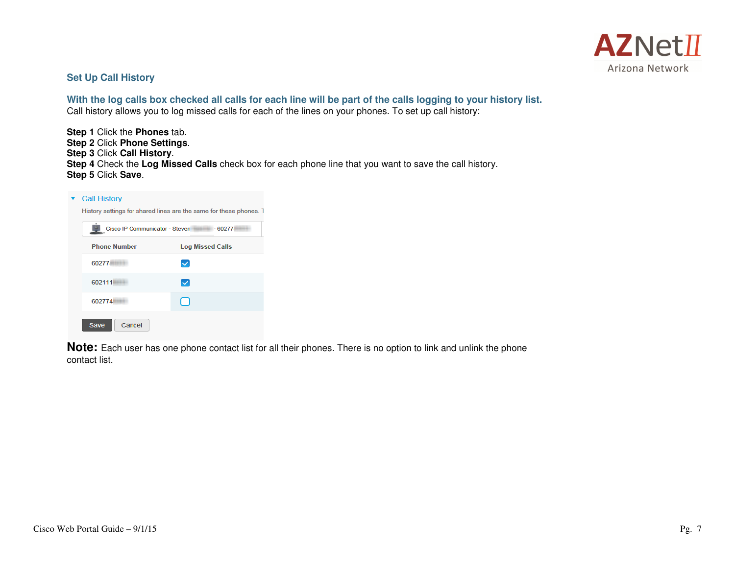## Set Up Call History

### With the log calls box checked all calls for each line will be part of the calls logging to your history list.

Call history allows you to log missed calls for each of the lines on your phones. To set up call history:

**Step 1** Click the **Phones** tab.
**Step 2** Click **Phone Settings**.
**Step 3** Click **Call History**.
**Step 4** Check the **Log Missed Calls** check box for each phone line that you want to save the call history.
**Step 5** Click **Save**.

▾ Call History

History settings for shared lines are the same for these phones. T

Cisco IP Communicator - Steven - 60277

| Phone Number | Log Missed Calls |
|---|---|
| 60277 | ☑ |
| 602111 | ☑ |
| 602774 | ☐ |

Save  Cancel

**Note:** Each user has one phone contact list for all their phones. There is no option to link and unlink the phone contact list.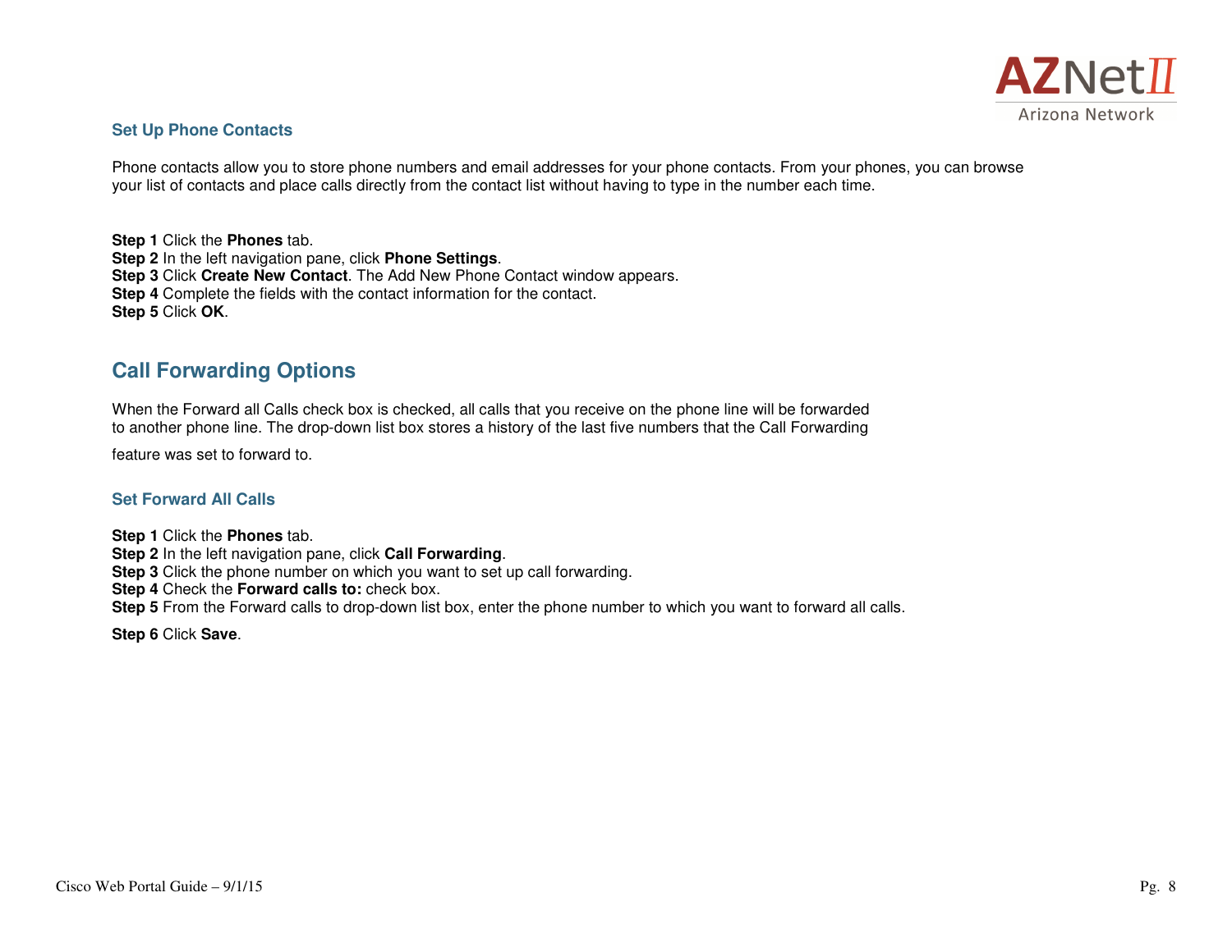### Set Up Phone Contacts

Phone contacts allow you to store phone numbers and email addresses for your phone contacts. From your phones, you can browse your list of contacts and place calls directly from the contact list without having to type in the number each time.

**Step 1** Click the **Phones** tab.
**Step 2** In the left navigation pane, click **Phone Settings**.
**Step 3** Click **Create New Contact**. The Add New Phone Contact window appears.
**Step 4** Complete the fields with the contact information for the contact.
**Step 5** Click **OK**.

## Call Forwarding Options

When the Forward all Calls check box is checked, all calls that you receive on the phone line will be forwarded to another phone line. The drop-down list box stores a history of the last five numbers that the Call Forwarding feature was set to forward to.

### Set Forward All Calls

**Step 1** Click the **Phones** tab.
**Step 2** In the left navigation pane, click **Call Forwarding**.
**Step 3** Click the phone number on which you want to set up call forwarding.
**Step 4** Check the **Forward calls to:** check box.
**Step 5** From the Forward calls to drop-down list box, enter the phone number to which you want to forward all calls.

**Step 6** Click **Save**.